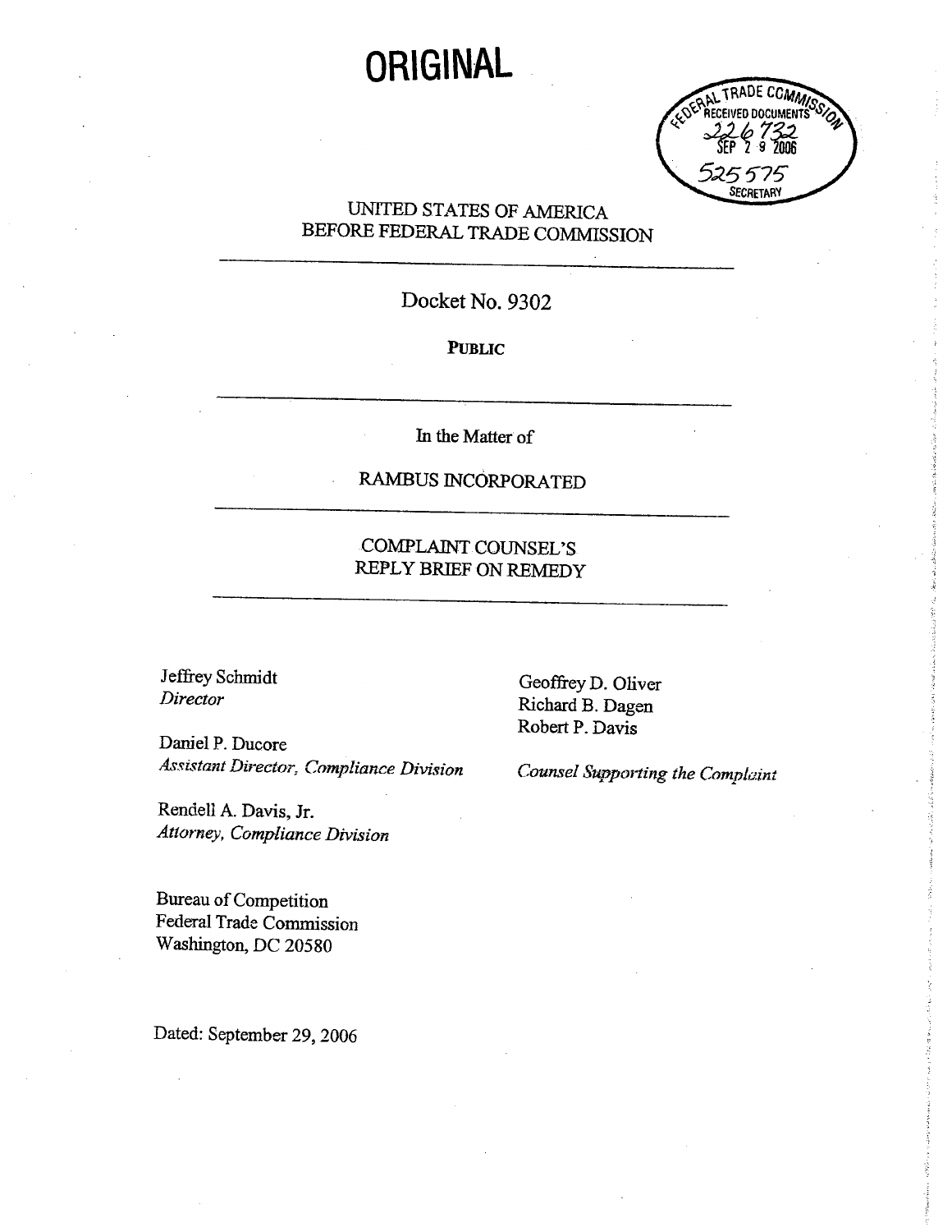# ORIGINAL

FEDERAL TRADE COMMISSION
RECEIVED DOCUMENTS
226732
SEP 29 2006
525575
SECRETARY

UNITED STATES OF AMERICA
BEFORE FEDERAL TRADE COMMISSION

---

Docket No. 9302

**PUBLIC**

---

In the Matter of

RAMBUS INCORPORATED

---

COMPLAINT COUNSEL'S
REPLY BRIEF ON REMEDY

---

Jeffrey Schmidt
*Director*

Daniel P. Ducore
*Assistant Director, Compliance Division*

Rendell A. Davis, Jr.
*Attorney, Compliance Division*

Bureau of Competition
Federal Trade Commission
Washington, DC 20580

Geoffrey D. Oliver
Richard B. Dagen
Robert P. Davis

*Counsel Supporting the Complaint*

Dated: September 29, 2006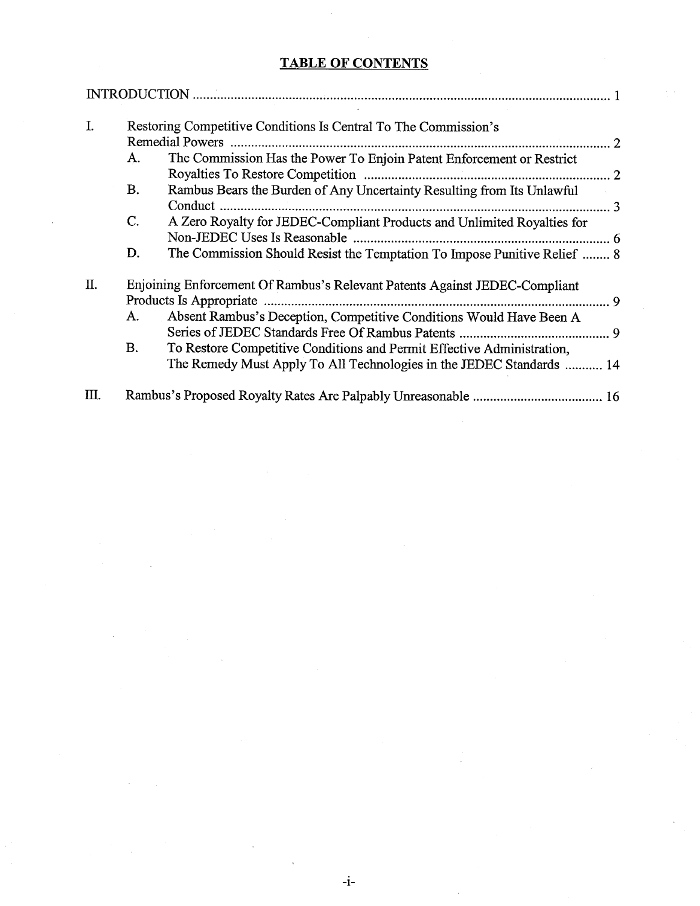## TABLE OF CONTENTS

INTRODUCTION .......................................................................................................... 1

I. Restoring Competitive Conditions Is Central To The Commission's Remedial Powers .......................................................................................................... 2

- A. The Commission Has the Power To Enjoin Patent Enforcement or Restrict Royalties To Restore Competition .......................................................................... 2
- B. Rambus Bears the Burden of Any Uncertainty Resulting from Its Unlawful Conduct .......................................................................................................... 3
- C. A Zero Royalty for JEDEC-Compliant Products and Unlimited Royalties for Non-JEDEC Uses Is Reasonable .......................................................................... 6
- D. The Commission Should Resist the Temptation To Impose Punitive Relief ........ 8

II. Enjoining Enforcement Of Rambus's Relevant Patents Against JEDEC-Compliant Products Is Appropriate .......................................................................................... 9

- A. Absent Rambus's Deception, Competitive Conditions Would Have Been A Series of JEDEC Standards Free Of Rambus Patents .......................................... 9
- B. To Restore Competitive Conditions and Permit Effective Administration, The Remedy Must Apply To All Technologies in the JEDEC Standards ........... 14

III. Rambus's Proposed Royalty Rates Are Palpably Unreasonable ...................................... 16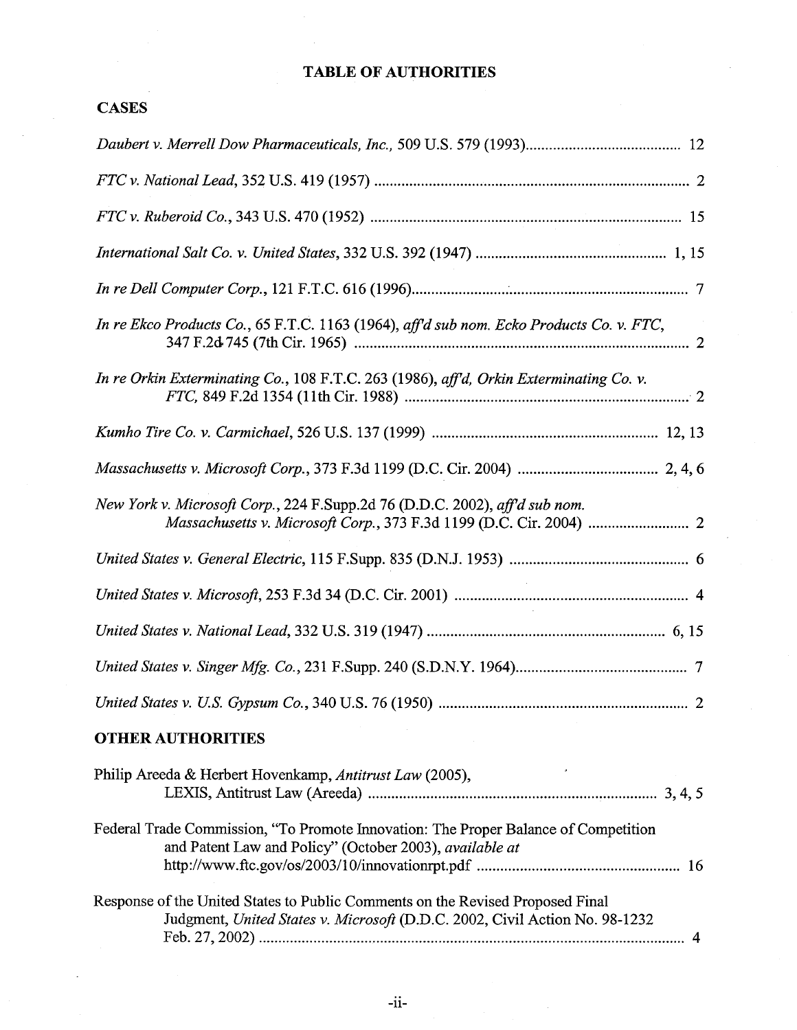# TABLE OF AUTHORITIES

## CASES

*Daubert v. Merrell Dow Pharmaceuticals, Inc.*, 509 U.S. 579 (1993)........................................ 12

*FTC v. National Lead*, 352 U.S. 419 (1957) ................................................................................. 2

*FTC v. Ruberoid Co.*, 343 U.S. 470 (1952) ................................................................................ 15

*International Salt Co. v. United States*, 332 U.S. 392 (1947) ................................................ 1, 15

*In re Dell Computer Corp.*, 121 F.T.C. 616 (1996)....................................................................... 7

*In re Ekco Products Co.*, 65 F.T.C. 1163 (1964), *aff'd sub nom. Ecko Products Co. v. FTC*, 347 F.2d 745 (7th Cir. 1965) ...................................................................................... 2

*In re Orkin Exterminating Co.*, 108 F.T.C. 263 (1986), *aff'd, Orkin Exterminating Co. v. FTC*, 849 F.2d 1354 (11th Cir. 1988) ........................................................................ 2

*Kumho Tire Co. v. Carmichael*, 526 U.S. 137 (1999) ......................................................... 12, 13

*Massachusetts v. Microsoft Corp.*, 373 F.3d 1199 (D.C. Cir. 2004) .................................. 2, 4, 6

*New York v. Microsoft Corp.*, 224 F.Supp.2d 76 (D.D.C. 2002), *aff'd sub nom. Massachusetts v. Microsoft Corp.*, 373 F.3d 1199 (D.C. Cir. 2004) .......................... 2

*United States v. General Electric*, 115 F.Supp. 835 (D.N.J. 1953) ............................................. 6

*United States v. Microsoft*, 253 F.3d 34 (D.C. Cir. 2001) ........................................................... 4

*United States v. National Lead*, 332 U.S. 319 (1947) ............................................................ 6, 15

*United States v. Singer Mfg. Co.*, 231 F.Supp. 240 (S.D.N.Y. 1964)........................................... 7

*United States v. U.S. Gypsum Co.*, 340 U.S. 76 (1950) ............................................................... 2

## OTHER AUTHORITIES

Philip Areeda & Herbert Hovenkamp, *Antitrust Law* (2005), LEXIS, Antitrust Law (Areeda) ........................................................................... 3, 4, 5

Federal Trade Commission, "To Promote Innovation: The Proper Balance of Competition and Patent Law and Policy" (October 2003), *available at* http://www.ftc.gov/os/2003/10/innovationrpt.pdf ................................................... 16

Response of the United States to Public Comments on the Revised Proposed Final Judgment, *United States v. Microsoft* (D.D.C. 2002, Civil Action No. 98-1232 Feb. 27, 2002) ............................................................................................................. 4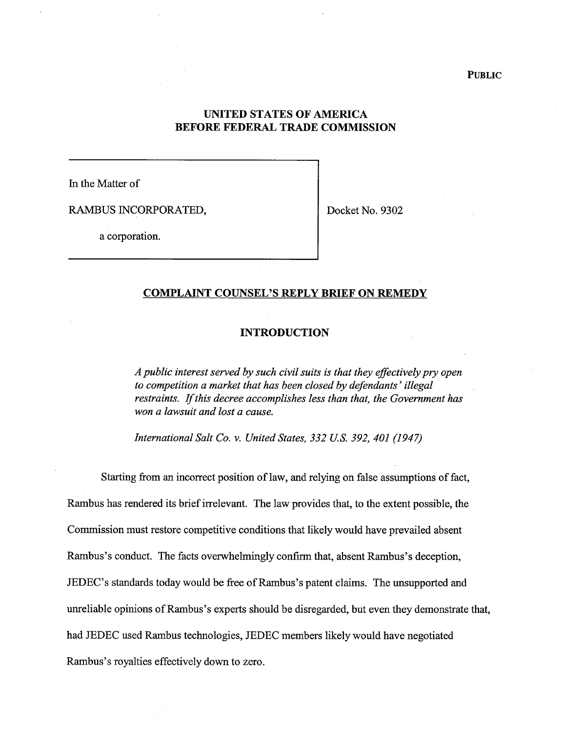PUBLIC

**UNITED STATES OF AMERICA**
**BEFORE FEDERAL TRADE COMMISSION**

| | |
|---|---|
| In the Matter of<br><br>RAMBUS INCORPORATED,<br><br>a corporation. | Docket No. 9302 |

## COMPLAINT COUNSEL'S REPLY BRIEF ON REMEDY

## INTRODUCTION

> *A public interest served by such civil suits is that they effectively pry open to competition a market that has been closed by defendants' illegal restraints. If this decree accomplishes less than that, the Government has won a lawsuit and lost a cause.*
>
> *International Salt Co. v. United States, 332 U.S. 392, 401 (1947)*

Starting from an incorrect position of law, and relying on false assumptions of fact, Rambus has rendered its brief irrelevant. The law provides that, to the extent possible, the Commission must restore competitive conditions that likely would have prevailed absent Rambus's conduct. The facts overwhelmingly confirm that, absent Rambus's deception, JEDEC's standards today would be free of Rambus's patent claims. The unsupported and unreliable opinions of Rambus's experts should be disregarded, but even they demonstrate that, had JEDEC used Rambus technologies, JEDEC members likely would have negotiated Rambus's royalties effectively down to zero.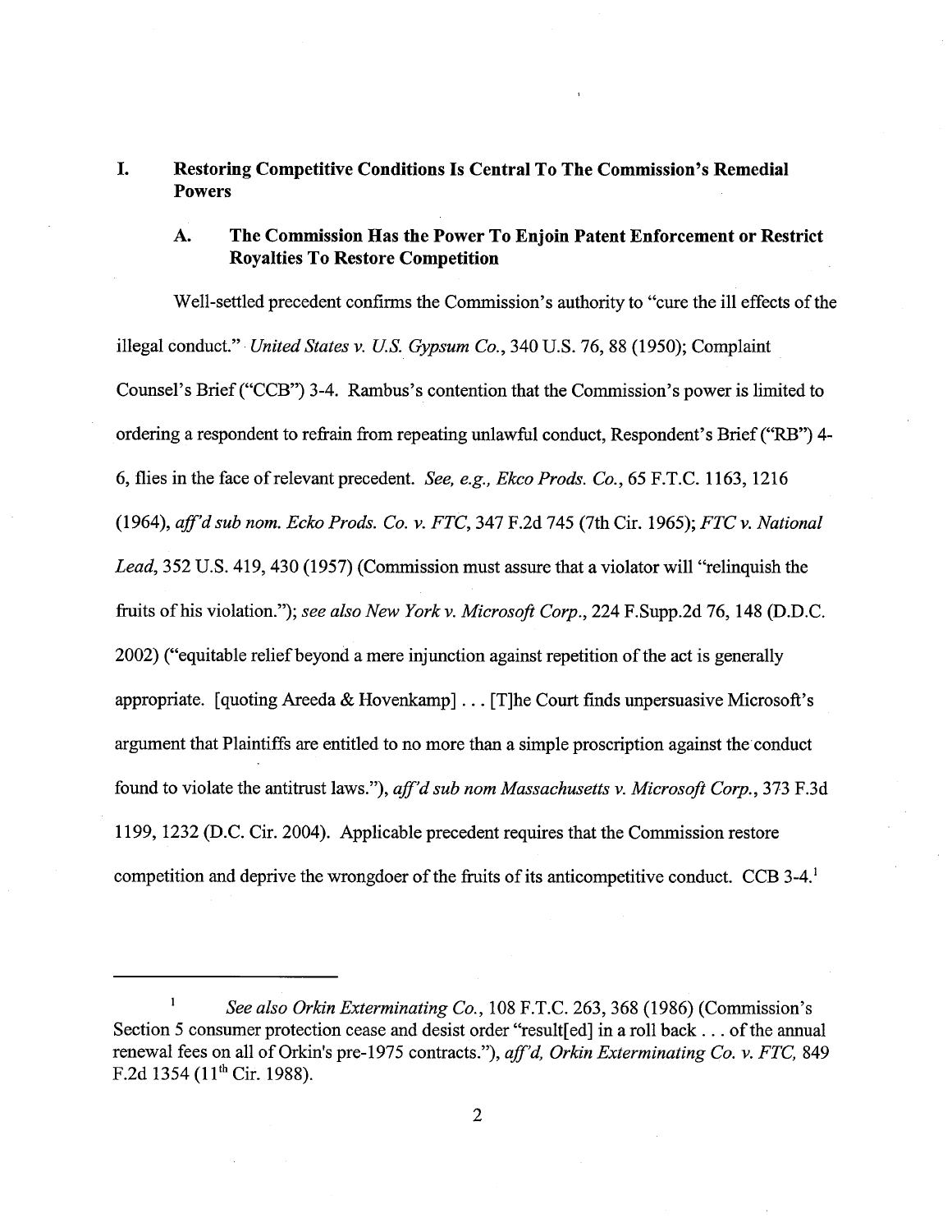## I. Restoring Competitive Conditions Is Central To The Commission's Remedial Powers

### A. The Commission Has the Power To Enjoin Patent Enforcement or Restrict Royalties To Restore Competition

Well-settled precedent confirms the Commission's authority to "cure the ill effects of the illegal conduct." *United States v. U.S. Gypsum Co.*, 340 U.S. 76, 88 (1950); Complaint Counsel's Brief ("CCB") 3-4. Rambus's contention that the Commission's power is limited to ordering a respondent to refrain from repeating unlawful conduct, Respondent's Brief ("RB") 4-6, flies in the face of relevant precedent. *See, e.g., Ekco Prods. Co.*, 65 F.T.C. 1163, 1216 (1964), *aff'd sub nom. Ecko Prods. Co. v. FTC*, 347 F.2d 745 (7th Cir. 1965); *FTC v. National Lead*, 352 U.S. 419, 430 (1957) (Commission must assure that a violator will "relinquish the fruits of his violation."); *see also New York v. Microsoft Corp.*, 224 F.Supp.2d 76, 148 (D.D.C. 2002) ("equitable relief beyond a mere injunction against repetition of the act is generally appropriate. [quoting Areeda & Hovenkamp] . . . [T]he Court finds unpersuasive Microsoft's argument that Plaintiffs are entitled to no more than a simple proscription against the conduct found to violate the antitrust laws."), *aff'd sub nom Massachusetts v. Microsoft Corp.*, 373 F.3d 1199, 1232 (D.C. Cir. 2004). Applicable precedent requires that the Commission restore competition and deprive the wrongdoer of the fruits of its anticompetitive conduct. CCB 3-4.[1]

[1] *See also Orkin Exterminating Co.*, 108 F.T.C. 263, 368 (1986) (Commission's Section 5 consumer protection cease and desist order "result[ed] in a roll back . . . of the annual renewal fees on all of Orkin's pre-1975 contracts."), *aff'd, Orkin Exterminating Co. v. FTC*, 849 F.2d 1354 (11th Cir. 1988).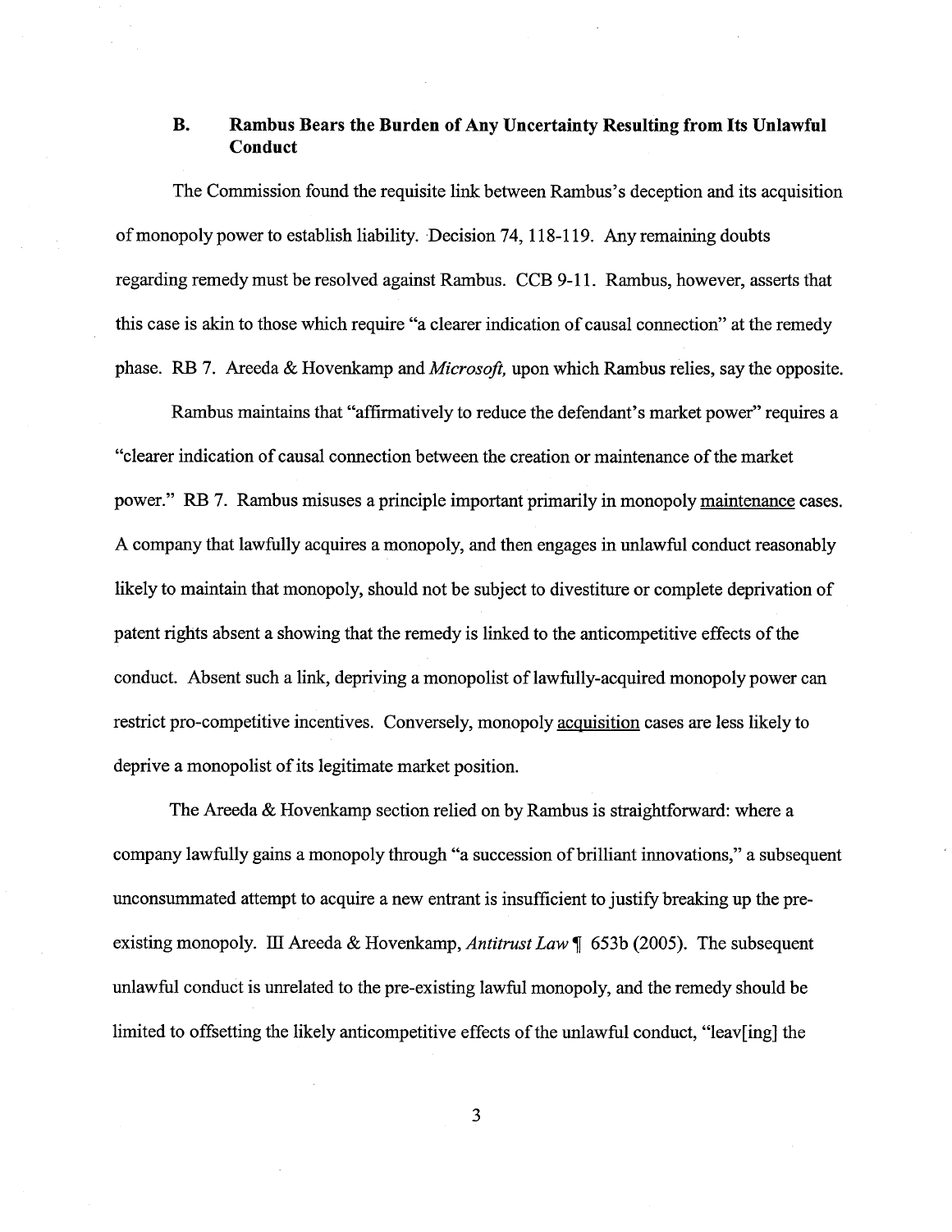## B. Rambus Bears the Burden of Any Uncertainty Resulting from Its Unlawful Conduct

The Commission found the requisite link between Rambus's deception and its acquisition of monopoly power to establish liability. Decision 74, 118-119. Any remaining doubts regarding remedy must be resolved against Rambus. CCB 9-11. Rambus, however, asserts that this case is akin to those which require "a clearer indication of causal connection" at the remedy phase. RB 7. Areeda & Hovenkamp and *Microsoft,* upon which Rambus relies, say the opposite.

Rambus maintains that "affirmatively to reduce the defendant's market power" requires a "clearer indication of causal connection between the creation or maintenance of the market power." RB 7. Rambus misuses a principle important primarily in monopoly <u>maintenance</u> cases. A company that lawfully acquires a monopoly, and then engages in unlawful conduct reasonably likely to maintain that monopoly, should not be subject to divestiture or complete deprivation of patent rights absent a showing that the remedy is linked to the anticompetitive effects of the conduct. Absent such a link, depriving a monopolist of lawfully-acquired monopoly power can restrict pro-competitive incentives. Conversely, monopoly <u>acquisition</u> cases are less likely to deprive a monopolist of its legitimate market position.

The Areeda & Hovenkamp section relied on by Rambus is straightforward: where a company lawfully gains a monopoly through "a succession of brilliant innovations," a subsequent unconsummated attempt to acquire a new entrant is insufficient to justify breaking up the pre-existing monopoly. III Areeda & Hovenkamp, *Antitrust Law* ¶ 653b (2005). The subsequent unlawful conduct is unrelated to the pre-existing lawful monopoly, and the remedy should be limited to offsetting the likely anticompetitive effects of the unlawful conduct, "leav[ing] the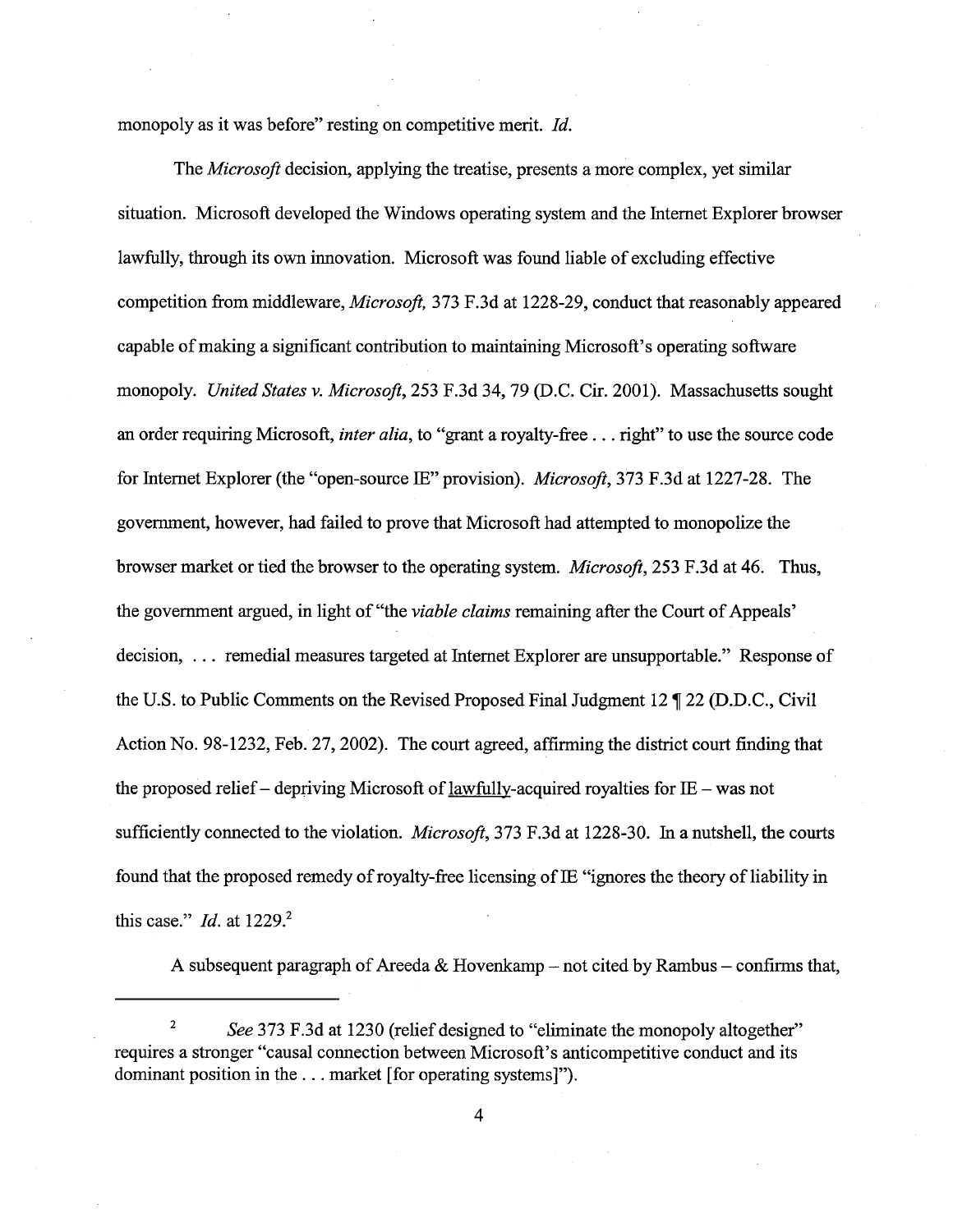monopoly as it was before" resting on competitive merit. *Id.*

The *Microsoft* decision, applying the treatise, presents a more complex, yet similar situation. Microsoft developed the Windows operating system and the Internet Explorer browser lawfully, through its own innovation. Microsoft was found liable of excluding effective competition from middleware, *Microsoft,* 373 F.3d at 1228-29, conduct that reasonably appeared capable of making a significant contribution to maintaining Microsoft's operating software monopoly. *United States v. Microsoft*, 253 F.3d 34, 79 (D.C. Cir. 2001). Massachusetts sought an order requiring Microsoft, *inter alia*, to "grant a royalty-free . . . right" to use the source code for Internet Explorer (the "open-source IE" provision). *Microsoft*, 373 F.3d at 1227-28. The government, however, had failed to prove that Microsoft had attempted to monopolize the browser market or tied the browser to the operating system. *Microsoft*, 253 F.3d at 46. Thus, the government argued, in light of "the *viable claims* remaining after the Court of Appeals' decision, . . . remedial measures targeted at Internet Explorer are unsupportable." Response of the U.S. to Public Comments on the Revised Proposed Final Judgment 12 ¶ 22 (D.D.C., Civil Action No. 98-1232, Feb. 27, 2002). The court agreed, affirming the district court finding that the proposed relief – depriving Microsoft of <u>lawfully</u>-acquired royalties for IE – was not sufficiently connected to the violation. *Microsoft*, 373 F.3d at 1228-30. In a nutshell, the courts found that the proposed remedy of royalty-free licensing of IE "ignores the theory of liability in this case." *Id.* at 1229.[2]

A subsequent paragraph of Areeda & Hovenkamp – not cited by Rambus – confirms that,

---

[2] *See* 373 F.3d at 1230 (relief designed to "eliminate the monopoly altogether" requires a stronger "causal connection between Microsoft's anticompetitive conduct and its dominant position in the . . . market [for operating systems]").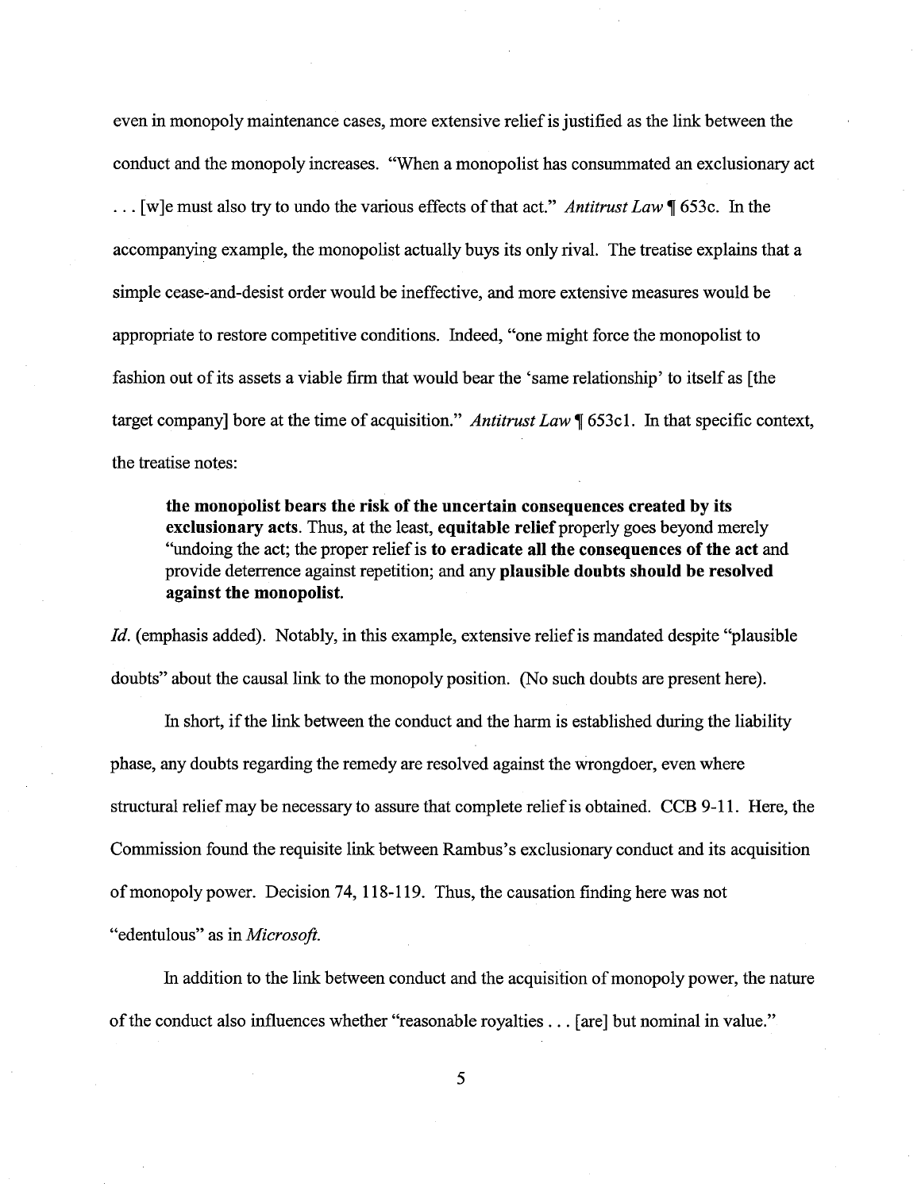even in monopoly maintenance cases, more extensive relief is justified as the link between the conduct and the monopoly increases. "When a monopolist has consummated an exclusionary act . . . [w]e must also try to undo the various effects of that act." *Antitrust Law* ¶ 653c. In the accompanying example, the monopolist actually buys its only rival. The treatise explains that a simple cease-and-desist order would be ineffective, and more extensive measures would be appropriate to restore competitive conditions. Indeed, "one might force the monopolist to fashion out of its assets a viable firm that would bear the 'same relationship' to itself as [the target company] bore at the time of acquisition." *Antitrust Law* ¶ 653c1. In that specific context, the treatise notes:

> **the monopolist bears the risk of the uncertain consequences created by its exclusionary acts**. Thus, at the least, **equitable relief** properly goes beyond merely "undoing the act; the proper relief is **to eradicate all the consequences of the act** and provide deterrence against repetition; and any **plausible doubts should be resolved against the monopolist.**

*Id.* (emphasis added). Notably, in this example, extensive relief is mandated despite "plausible doubts" about the causal link to the monopoly position. (No such doubts are present here).

In short, if the link between the conduct and the harm is established during the liability phase, any doubts regarding the remedy are resolved against the wrongdoer, even where structural relief may be necessary to assure that complete relief is obtained. CCB 9-11. Here, the Commission found the requisite link between Rambus's exclusionary conduct and its acquisition of monopoly power. Decision 74, 118-119. Thus, the causation finding here was not "edentulous" as in *Microsoft*.

In addition to the link between conduct and the acquisition of monopoly power, the nature of the conduct also influences whether "reasonable royalties . . . [are] but nominal in value."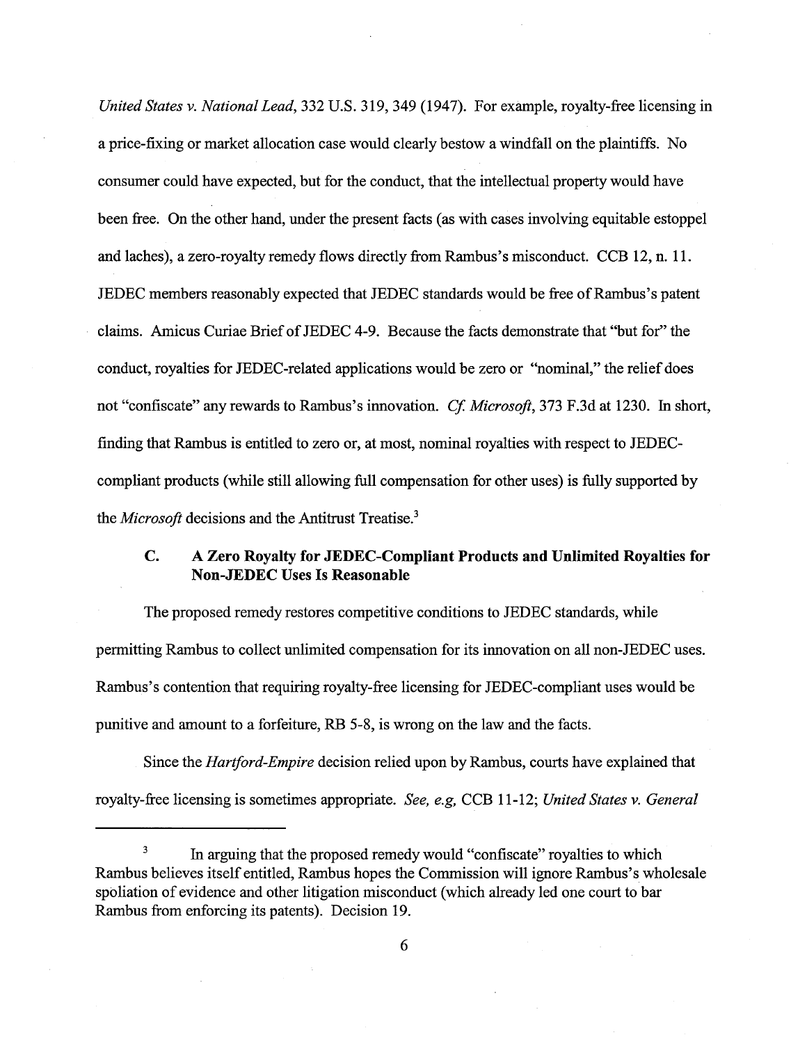*United States v. National Lead*, 332 U.S. 319, 349 (1947). For example, royalty-free licensing in a price-fixing or market allocation case would clearly bestow a windfall on the plaintiffs. No consumer could have expected, but for the conduct, that the intellectual property would have been free. On the other hand, under the present facts (as with cases involving equitable estoppel and laches), a zero-royalty remedy flows directly from Rambus's misconduct. CCB 12, n. 11. JEDEC members reasonably expected that JEDEC standards would be free of Rambus's patent claims. Amicus Curiae Brief of JEDEC 4-9. Because the facts demonstrate that "but for" the conduct, royalties for JEDEC-related applications would be zero or "nominal," the relief does not "confiscate" any rewards to Rambus's innovation. *Cf. Microsoft*, 373 F.3d at 1230. In short, finding that Rambus is entitled to zero or, at most, nominal royalties with respect to JEDEC-compliant products (while still allowing full compensation for other uses) is fully supported by the *Microsoft* decisions and the Antitrust Treatise.[3]

### C. A Zero Royalty for JEDEC-Compliant Products and Unlimited Royalties for Non-JEDEC Uses Is Reasonable

The proposed remedy restores competitive conditions to JEDEC standards, while permitting Rambus to collect unlimited compensation for its innovation on all non-JEDEC uses. Rambus's contention that requiring royalty-free licensing for JEDEC-compliant uses would be punitive and amount to a forfeiture, RB 5-8, is wrong on the law and the facts.

Since the *Hartford-Empire* decision relied upon by Rambus, courts have explained that royalty-free licensing is sometimes appropriate. *See, e.g,* CCB 11-12; *United States v. General*

---

[3] In arguing that the proposed remedy would "confiscate" royalties to which Rambus believes itself entitled, Rambus hopes the Commission will ignore Rambus's wholesale spoliation of evidence and other litigation misconduct (which already led one court to bar Rambus from enforcing its patents). Decision 19.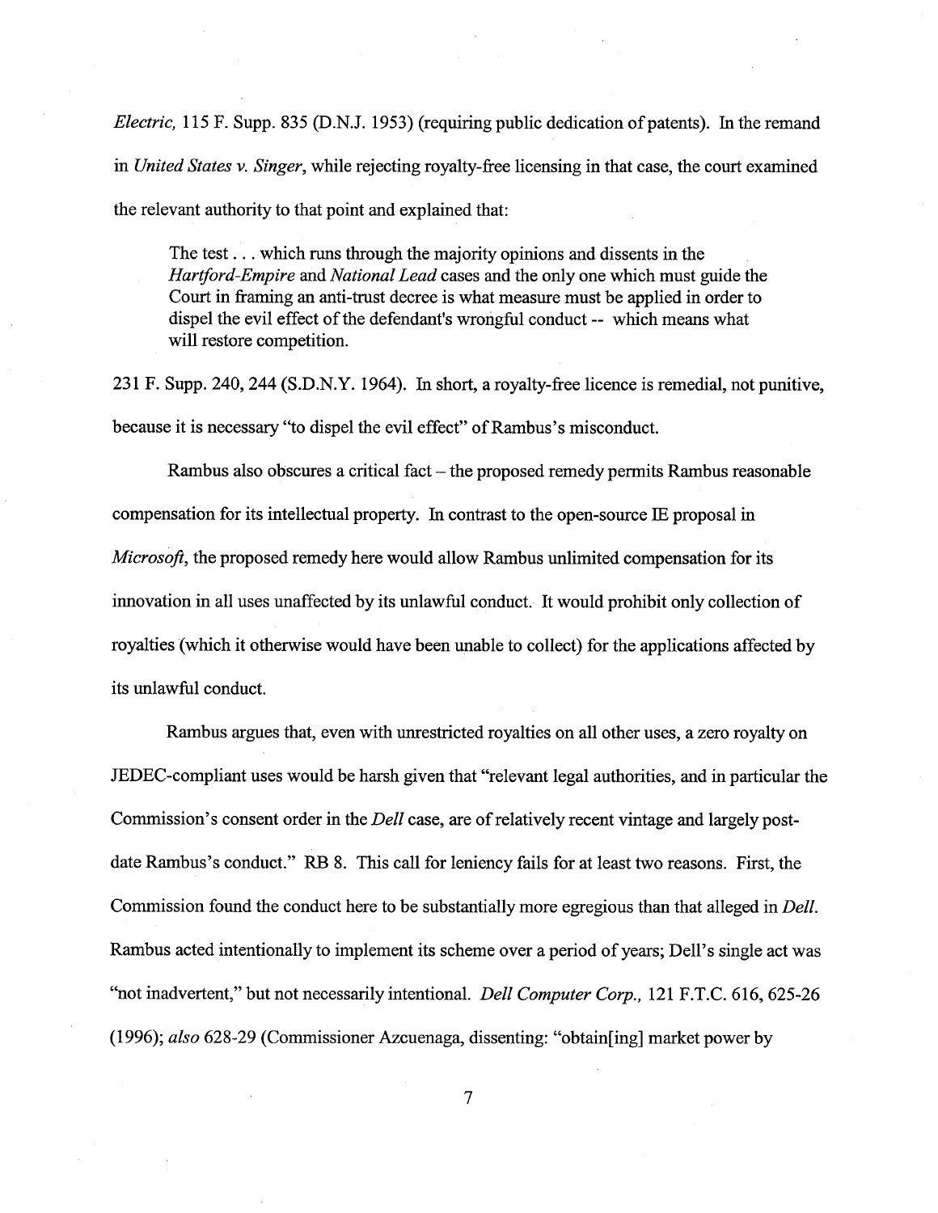*Electric,* 115 F. Supp. 835 (D.N.J. 1953) (requiring public dedication of patents). In the remand in *United States v. Singer*, while rejecting royalty-free licensing in that case, the court examined the relevant authority to that point and explained that:

> The test . . . which runs through the majority opinions and dissents in the *Hartford-Empire* and *National Lead* cases and the only one which must guide the Court in framing an anti-trust decree is what measure must be applied in order to dispel the evil effect of the defendant's wrongful conduct -- which means what will restore competition.

231 F. Supp. 240, 244 (S.D.N.Y. 1964). In short, a royalty-free licence is remedial, not punitive, because it is necessary "to dispel the evil effect" of Rambus's misconduct.

Rambus also obscures a critical fact – the proposed remedy permits Rambus reasonable compensation for its intellectual property. In contrast to the open-source IE proposal in *Microsoft*, the proposed remedy here would allow Rambus unlimited compensation for its innovation in all uses unaffected by its unlawful conduct. It would prohibit only collection of royalties (which it otherwise would have been unable to collect) for the applications affected by its unlawful conduct.

Rambus argues that, even with unrestricted royalties on all other uses, a zero royalty on JEDEC-compliant uses would be harsh given that "relevant legal authorities, and in particular the Commission's consent order in the *Dell* case, are of relatively recent vintage and largely post-date Rambus's conduct." RB 8. This call for leniency fails for at least two reasons. First, the Commission found the conduct here to be substantially more egregious than that alleged in *Dell*. Rambus acted intentionally to implement its scheme over a period of years; Dell's single act was "not inadvertent," but not necessarily intentional. *Dell Computer Corp.,* 121 F.T.C. 616, 625-26 (1996); *also* 628-29 (Commissioner Azcuenaga, dissenting: "obtain[ing] market power by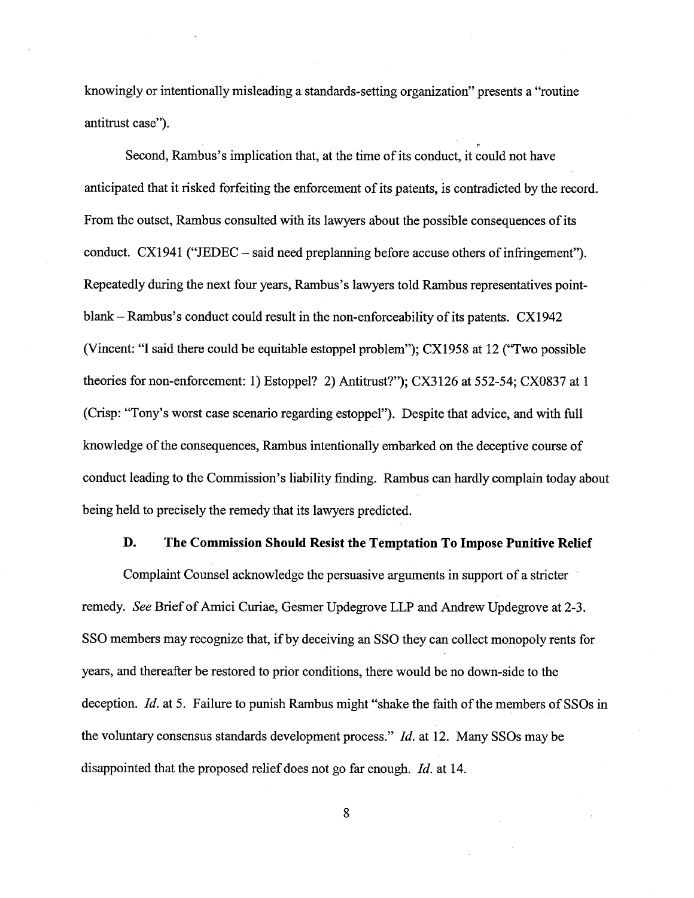knowingly or intentionally misleading a standards-setting organization" presents a "routine antitrust case").

Second, Rambus's implication that, at the time of its conduct, it could not have anticipated that it risked forfeiting the enforcement of its patents, is contradicted by the record. From the outset, Rambus consulted with its lawyers about the possible consequences of its conduct. CX1941 ("JEDEC – said need preplanning before accuse others of infringement"). Repeatedly during the next four years, Rambus's lawyers told Rambus representatives point-blank – Rambus's conduct could result in the non-enforceability of its patents. CX1942 (Vincent: "I said there could be equitable estoppel problem"); CX1958 at 12 ("Two possible theories for non-enforcement: 1) Estoppel? 2) Antitrust?"); CX3126 at 552-54; CX0837 at 1 (Crisp: "Tony's worst case scenario regarding estoppel"). Despite that advice, and with full knowledge of the consequences, Rambus intentionally embarked on the deceptive course of conduct leading to the Commission's liability finding. Rambus can hardly complain today about being held to precisely the remedy that its lawyers predicted.

### D. The Commission Should Resist the Temptation To Impose Punitive Relief

Complaint Counsel acknowledge the persuasive arguments in support of a stricter remedy. *See* Brief of Amici Curiae, Gesmer Updegrove LLP and Andrew Updegrove at 2-3. SSO members may recognize that, if by deceiving an SSO they can collect monopoly rents for years, and thereafter be restored to prior conditions, there would be no down-side to the deception. *Id.* at 5. Failure to punish Rambus might "shake the faith of the members of SSOs in the voluntary consensus standards development process." *Id.* at 12. Many SSOs may be disappointed that the proposed relief does not go far enough. *Id.* at 14.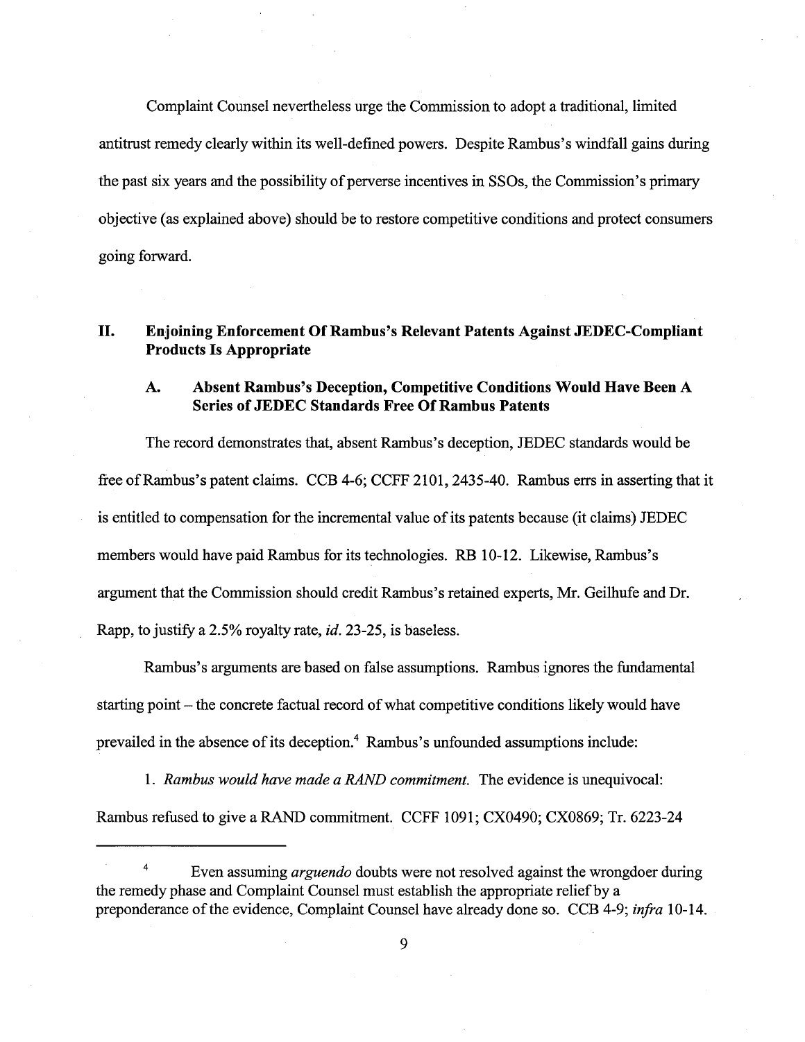Complaint Counsel nevertheless urge the Commission to adopt a traditional, limited antitrust remedy clearly within its well-defined powers. Despite Rambus's windfall gains during the past six years and the possibility of perverse incentives in SSOs, the Commission's primary objective (as explained above) should be to restore competitive conditions and protect consumers going forward.

## II. Enjoining Enforcement Of Rambus's Relevant Patents Against JEDEC-Compliant Products Is Appropriate

### A. Absent Rambus's Deception, Competitive Conditions Would Have Been A Series of JEDEC Standards Free Of Rambus Patents

The record demonstrates that, absent Rambus's deception, JEDEC standards would be free of Rambus's patent claims. CCB 4-6; CCFF 2101, 2435-40. Rambus errs in asserting that it is entitled to compensation for the incremental value of its patents because (it claims) JEDEC members would have paid Rambus for its technologies. RB 10-12. Likewise, Rambus's argument that the Commission should credit Rambus's retained experts, Mr. Geilhufe and Dr. Rapp, to justify a 2.5% royalty rate, *id.* 23-25, is baseless.

Rambus's arguments are based on false assumptions. Rambus ignores the fundamental starting point – the concrete factual record of what competitive conditions likely would have prevailed in the absence of its deception.[4] Rambus's unfounded assumptions include:

1. *Rambus would have made a RAND commitment.* The evidence is unequivocal: Rambus refused to give a RAND commitment. CCFF 1091; CX0490; CX0869; Tr. 6223-24

---

[4] Even assuming *arguendo* doubts were not resolved against the wrongdoer during the remedy phase and Complaint Counsel must establish the appropriate relief by a preponderance of the evidence, Complaint Counsel have already done so. CCB 4-9; *infra* 10-14.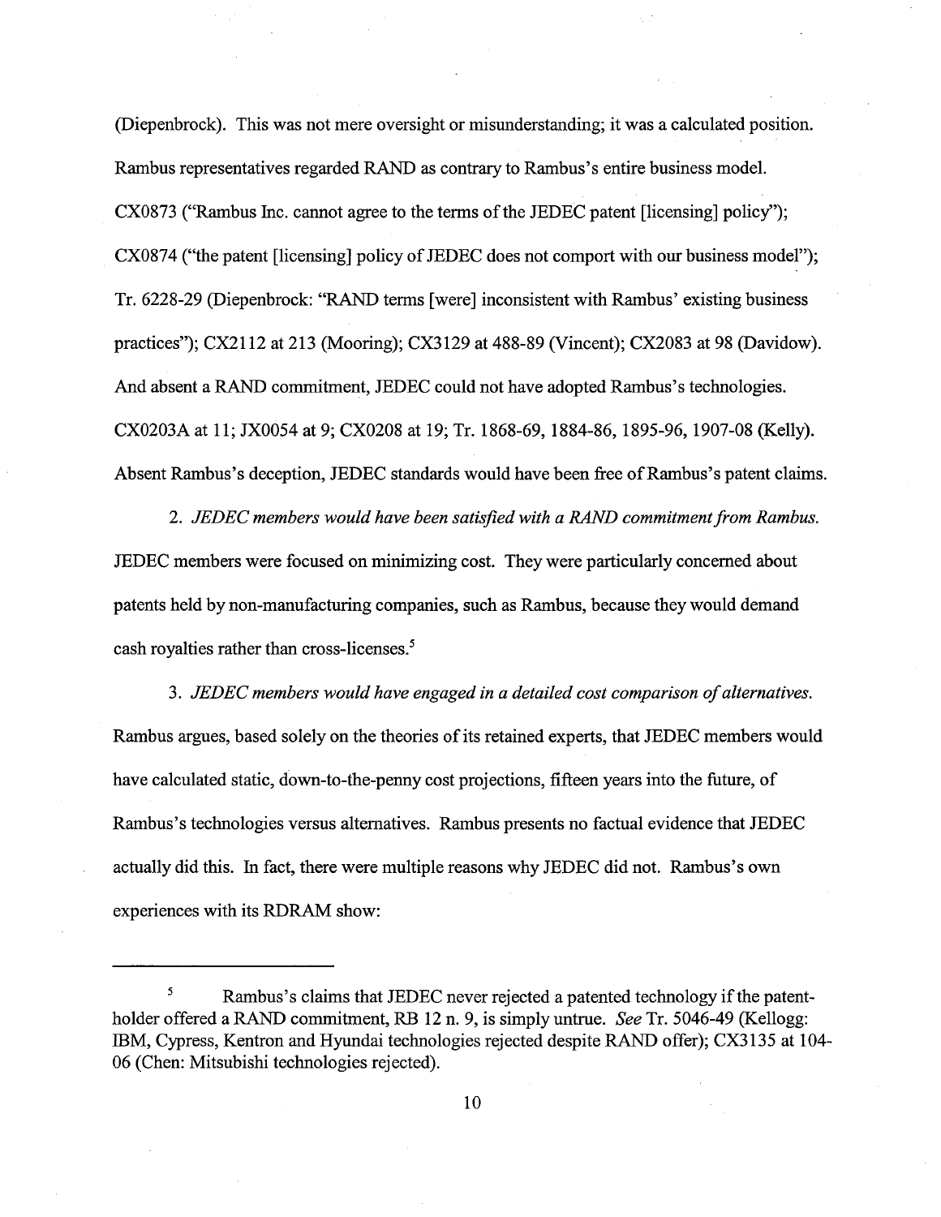(Diepenbrock). This was not mere oversight or misunderstanding; it was a calculated position. Rambus representatives regarded RAND as contrary to Rambus's entire business model. CX0873 ("Rambus Inc. cannot agree to the terms of the JEDEC patent [licensing] policy"); CX0874 ("the patent [licensing] policy of JEDEC does not comport with our business model"); Tr. 6228-29 (Diepenbrock: "RAND terms [were] inconsistent with Rambus' existing business practices"); CX2112 at 213 (Mooring); CX3129 at 488-89 (Vincent); CX2083 at 98 (Davidow). And absent a RAND commitment, JEDEC could not have adopted Rambus's technologies. CX0203A at 11; JX0054 at 9; CX0208 at 19; Tr. 1868-69, 1884-86, 1895-96, 1907-08 (Kelly). Absent Rambus's deception, JEDEC standards would have been free of Rambus's patent claims.

2. *JEDEC members would have been satisfied with a RAND commitment from Rambus.* JEDEC members were focused on minimizing cost. They were particularly concerned about patents held by non-manufacturing companies, such as Rambus, because they would demand cash royalties rather than cross-licenses.[5]

3. *JEDEC members would have engaged in a detailed cost comparison of alternatives.* Rambus argues, based solely on the theories of its retained experts, that JEDEC members would have calculated static, down-to-the-penny cost projections, fifteen years into the future, of Rambus's technologies versus alternatives. Rambus presents no factual evidence that JEDEC actually did this. In fact, there were multiple reasons why JEDEC did not. Rambus's own experiences with its RDRAM show:

---

[5] Rambus's claims that JEDEC never rejected a patented technology if the patent-holder offered a RAND commitment, RB 12 n. 9, is simply untrue. *See* Tr. 5046-49 (Kellogg: IBM, Cypress, Kentron and Hyundai technologies rejected despite RAND offer); CX3135 at 104-06 (Chen: Mitsubishi technologies rejected).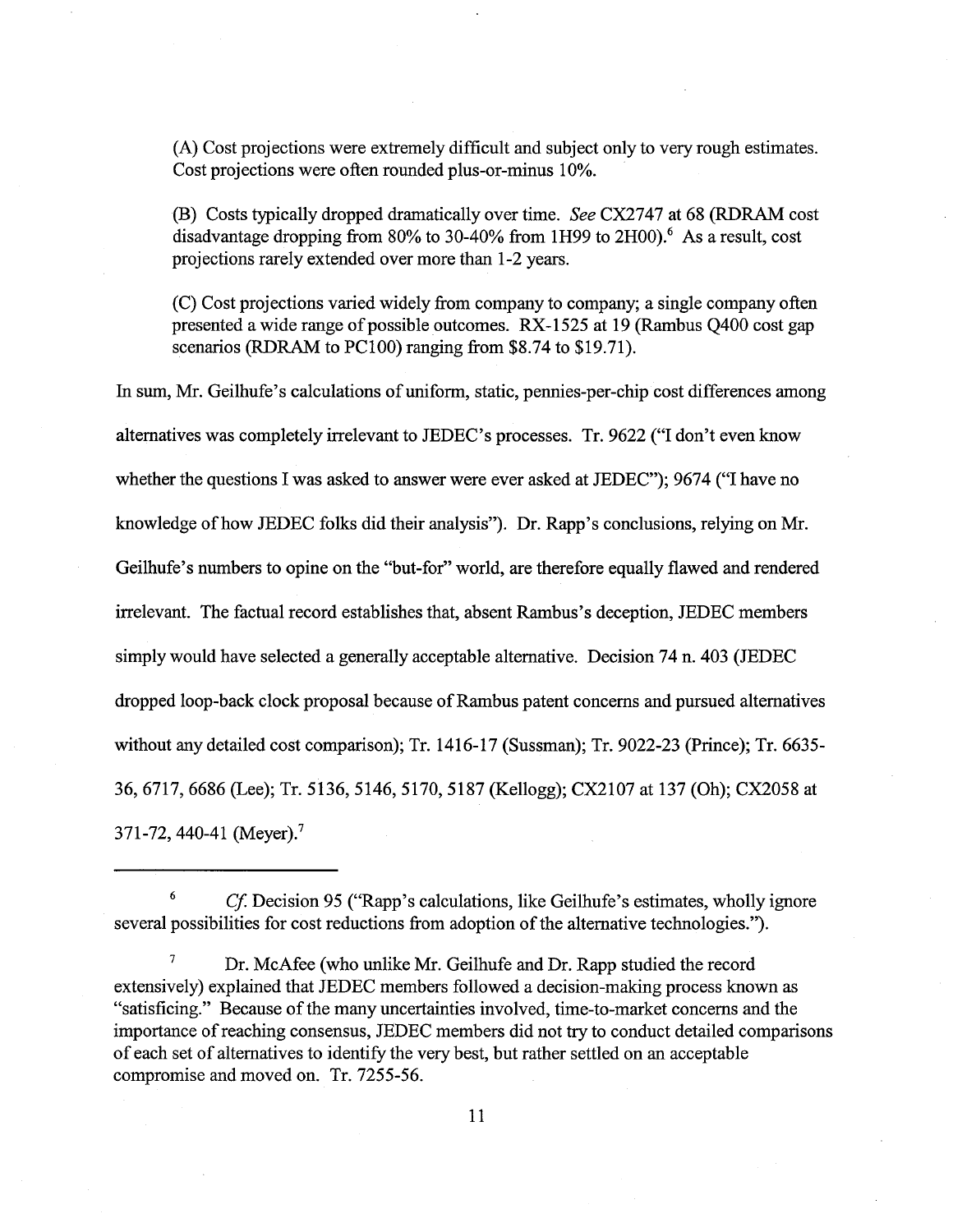(A) Cost projections were extremely difficult and subject only to very rough estimates. Cost projections were often rounded plus-or-minus 10%.

(B) Costs typically dropped dramatically over time. *See* CX2747 at 68 (RDRAM cost disadvantage dropping from 80% to 30-40% from 1H99 to 2H00).[6] As a result, cost projections rarely extended over more than 1-2 years.

(C) Cost projections varied widely from company to company; a single company often presented a wide range of possible outcomes. RX-1525 at 19 (Rambus Q400 cost gap scenarios (RDRAM to PC100) ranging from \$8.74 to \$19.71).

In sum, Mr. Geilhufe's calculations of uniform, static, pennies-per-chip cost differences among alternatives was completely irrelevant to JEDEC's processes. Tr. 9622 ("I don't even know whether the questions I was asked to answer were ever asked at JEDEC"); 9674 ("I have no knowledge of how JEDEC folks did their analysis"). Dr. Rapp's conclusions, relying on Mr. Geilhufe's numbers to opine on the "but-for" world, are therefore equally flawed and rendered irrelevant. The factual record establishes that, absent Rambus's deception, JEDEC members simply would have selected a generally acceptable alternative. Decision 74 n. 403 (JEDEC dropped loop-back clock proposal because of Rambus patent concerns and pursued alternatives without any detailed cost comparison); Tr. 1416-17 (Sussman); Tr. 9022-23 (Prince); Tr. 6635-36, 6717, 6686 (Lee); Tr. 5136, 5146, 5170, 5187 (Kellogg); CX2107 at 137 (Oh); CX2058 at 371-72, 440-41 (Meyer).[7]

---

[6] *Cf.* Decision 95 ("Rapp's calculations, like Geilhufe's estimates, wholly ignore several possibilities for cost reductions from adoption of the alternative technologies.").

[7] Dr. McAfee (who unlike Mr. Geilhufe and Dr. Rapp studied the record extensively) explained that JEDEC members followed a decision-making process known as "satisficing." Because of the many uncertainties involved, time-to-market concerns and the importance of reaching consensus, JEDEC members did not try to conduct detailed comparisons of each set of alternatives to identify the very best, but rather settled on an acceptable compromise and moved on. Tr. 7255-56.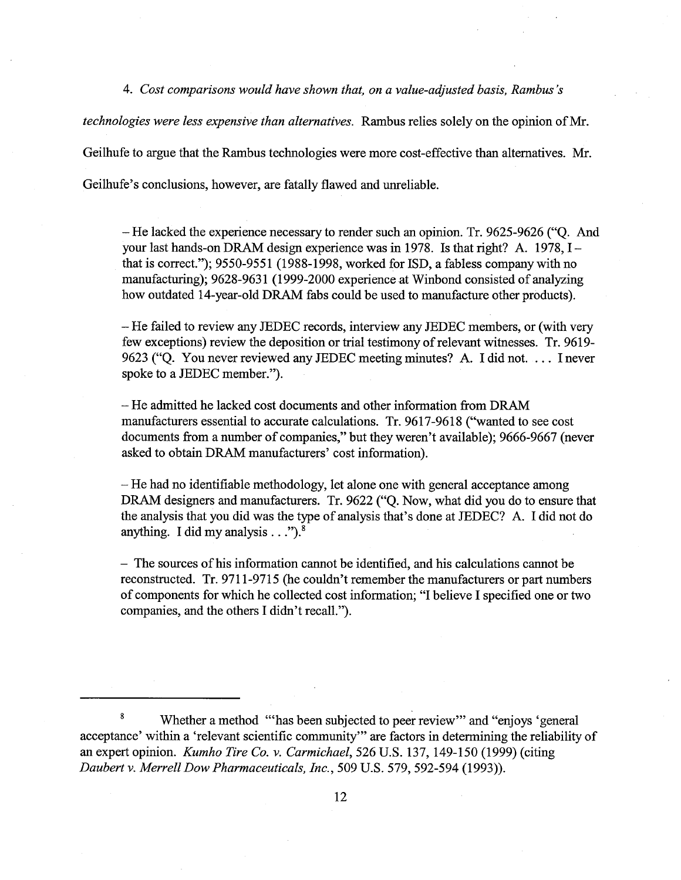4. *Cost comparisons would have shown that, on a value-adjusted basis, Rambus's technologies were less expensive than alternatives.* Rambus relies solely on the opinion of Mr. Geilhufe to argue that the Rambus technologies were more cost-effective than alternatives. Mr. Geilhufe's conclusions, however, are fatally flawed and unreliable.

> – He lacked the experience necessary to render such an opinion. Tr. 9625-9626 ("Q. And your last hands-on DRAM design experience was in 1978. Is that right? A. 1978, I – that is correct."); 9550-9551 (1988-1998, worked for ISD, a fabless company with no manufacturing); 9628-9631 (1999-2000 experience at Winbond consisted of analyzing how outdated 14-year-old DRAM fabs could be used to manufacture other products).
>
> – He failed to review any JEDEC records, interview any JEDEC members, or (with very few exceptions) review the deposition or trial testimony of relevant witnesses. Tr. 9619-9623 ("Q. You never reviewed any JEDEC meeting minutes? A. I did not. . . . I never spoke to a JEDEC member.").
>
> – He admitted he lacked cost documents and other information from DRAM manufacturers essential to accurate calculations. Tr. 9617-9618 ("wanted to see cost documents from a number of companies," but they weren't available); 9666-9667 (never asked to obtain DRAM manufacturers' cost information).
>
> – He had no identifiable methodology, let alone one with general acceptance among DRAM designers and manufacturers. Tr. 9622 ("Q. Now, what did you do to ensure that the analysis that you did was the type of analysis that's done at JEDEC? A. I did not do anything. I did my analysis . . .").[8]
>
> – The sources of his information cannot be identified, and his calculations cannot be reconstructed. Tr. 9711-9715 (he couldn't remember the manufacturers or part numbers of components for which he collected cost information; "I believe I specified one or two companies, and the others I didn't recall.").

---

[8] Whether a method "'has been subjected to peer review'" and "enjoys 'general acceptance' within a 'relevant scientific community'" are factors in determining the reliability of an expert opinion. *Kumho Tire Co. v. Carmichael*, 526 U.S. 137, 149-150 (1999) (citing *Daubert v. Merrell Dow Pharmaceuticals, Inc.*, 509 U.S. 579, 592-594 (1993)).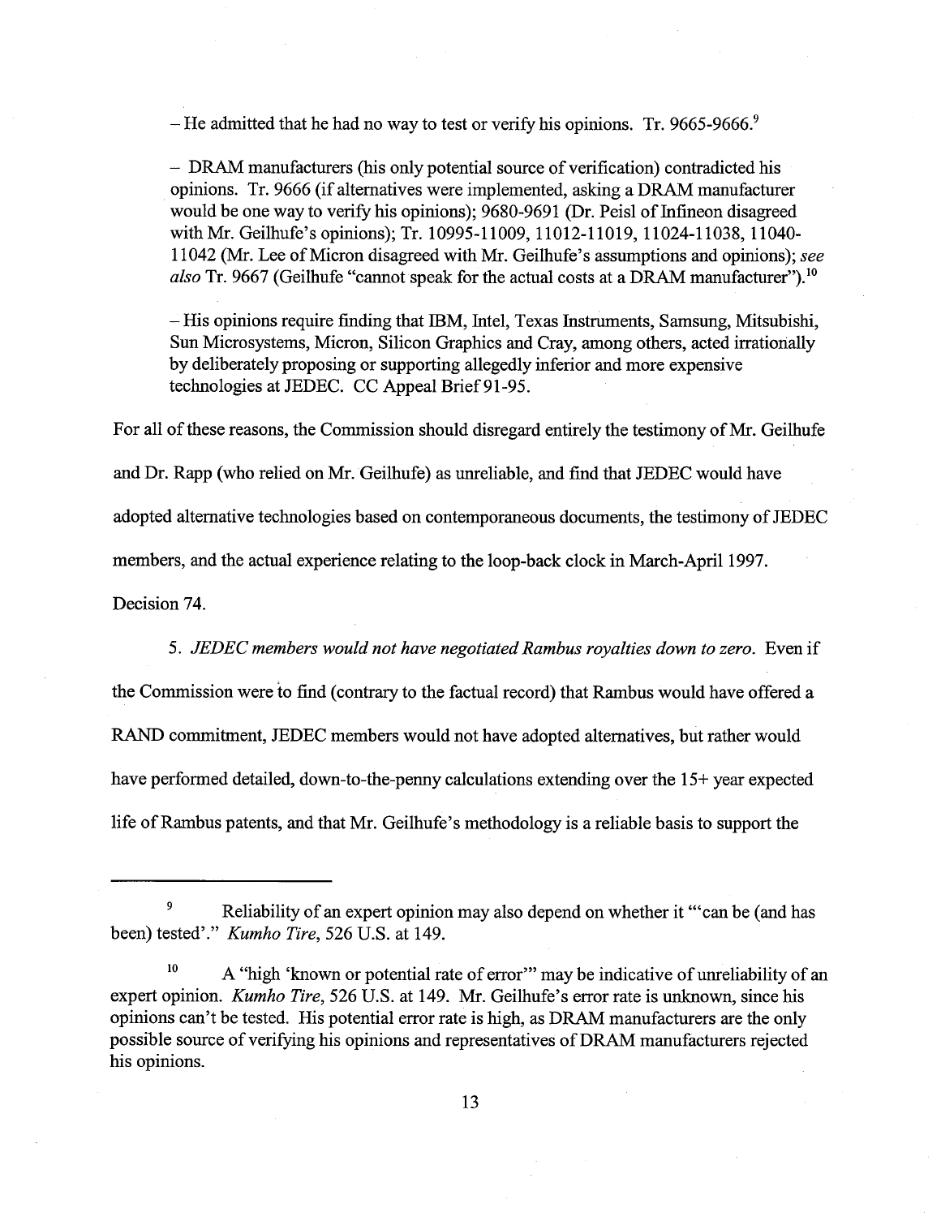– He admitted that he had no way to test or verify his opinions. Tr. 9665-9666.[9]

– DRAM manufacturers (his only potential source of verification) contradicted his opinions. Tr. 9666 (if alternatives were implemented, asking a DRAM manufacturer would be one way to verify his opinions); 9680-9691 (Dr. Peisl of Infineon disagreed with Mr. Geilhufe's opinions); Tr. 10995-11009, 11012-11019, 11024-11038, 11040-11042 (Mr. Lee of Micron disagreed with Mr. Geilhufe's assumptions and opinions); *see also* Tr. 9667 (Geilhufe "cannot speak for the actual costs at a DRAM manufacturer").[10]

– His opinions require finding that IBM, Intel, Texas Instruments, Samsung, Mitsubishi, Sun Microsystems, Micron, Silicon Graphics and Cray, among others, acted irrationally by deliberately proposing or supporting allegedly inferior and more expensive technologies at JEDEC. CC Appeal Brief 91-95.

For all of these reasons, the Commission should disregard entirely the testimony of Mr. Geilhufe and Dr. Rapp (who relied on Mr. Geilhufe) as unreliable, and find that JEDEC would have adopted alternative technologies based on contemporaneous documents, the testimony of JEDEC members, and the actual experience relating to the loop-back clock in March-April 1997. Decision 74.

5. *JEDEC members would not have negotiated Rambus royalties down to zero.* Even if the Commission were to find (contrary to the factual record) that Rambus would have offered a RAND commitment, JEDEC members would not have adopted alternatives, but rather would have performed detailed, down-to-the-penny calculations extending over the 15+ year expected life of Rambus patents, and that Mr. Geilhufe's methodology is a reliable basis to support the

---

[9] Reliability of an expert opinion may also depend on whether it "'can be (and has been) tested'." *Kumho Tire*, 526 U.S. at 149.

[10] A "high 'known or potential rate of error'" may be indicative of unreliability of an expert opinion. *Kumho Tire*, 526 U.S. at 149. Mr. Geilhufe's error rate is unknown, since his opinions can't be tested. His potential error rate is high, as DRAM manufacturers are the only possible source of verifying his opinions and representatives of DRAM manufacturers rejected his opinions.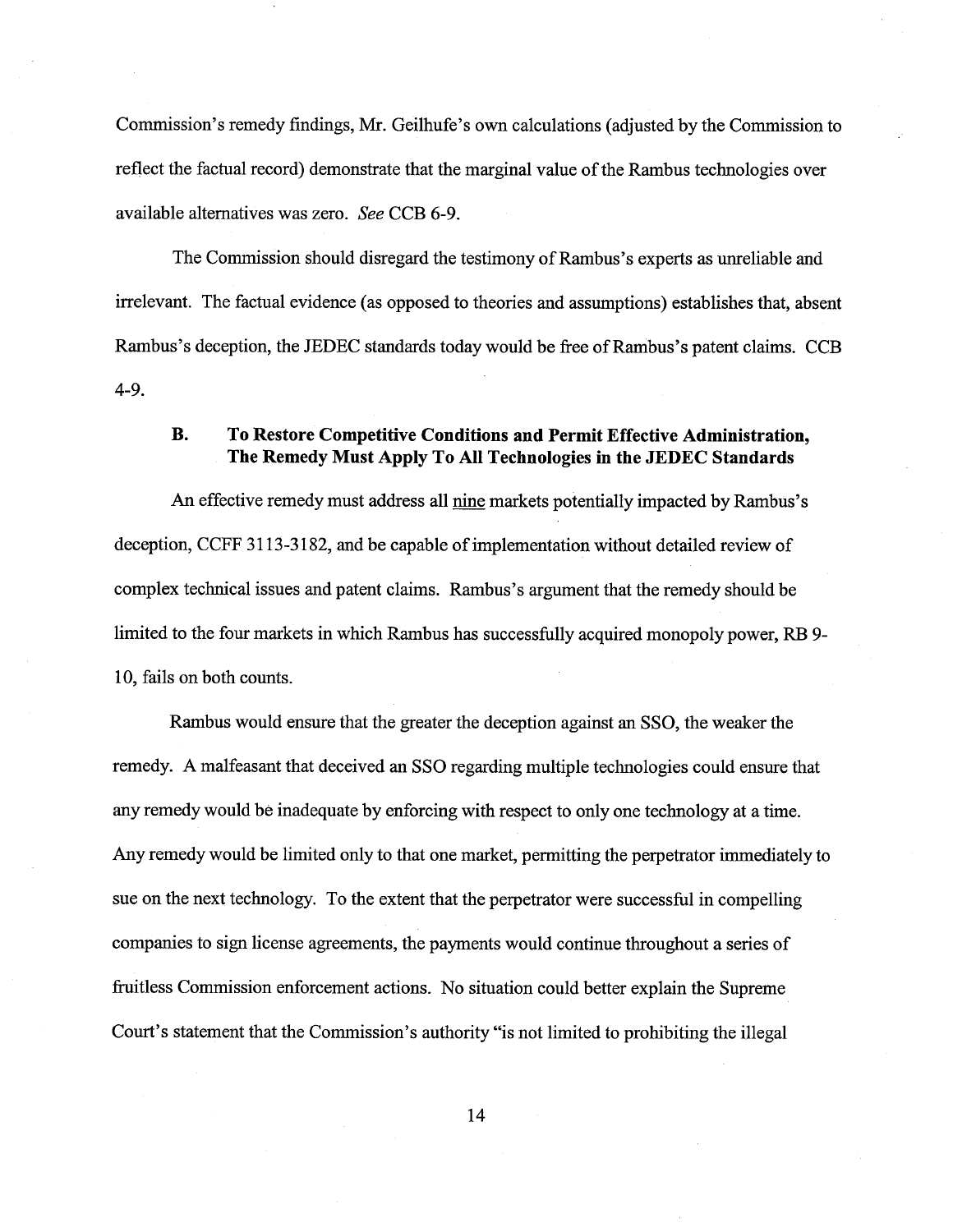Commission's remedy findings, Mr. Geilhufe's own calculations (adjusted by the Commission to reflect the factual record) demonstrate that the marginal value of the Rambus technologies over available alternatives was zero. *See* CCB 6-9.

The Commission should disregard the testimony of Rambus's experts as unreliable and irrelevant. The factual evidence (as opposed to theories and assumptions) establishes that, absent Rambus's deception, the JEDEC standards today would be free of Rambus's patent claims. CCB 4-9.

### B. To Restore Competitive Conditions and Permit Effective Administration, The Remedy Must Apply To All Technologies in the JEDEC Standards

An effective remedy must address all nine markets potentially impacted by Rambus's deception, CCFF 3113-3182, and be capable of implementation without detailed review of complex technical issues and patent claims. Rambus's argument that the remedy should be limited to the four markets in which Rambus has successfully acquired monopoly power, RB 9-10, fails on both counts.

Rambus would ensure that the greater the deception against an SSO, the weaker the remedy. A malfeasant that deceived an SSO regarding multiple technologies could ensure that any remedy would be inadequate by enforcing with respect to only one technology at a time. Any remedy would be limited only to that one market, permitting the perpetrator immediately to sue on the next technology. To the extent that the perpetrator were successful in compelling companies to sign license agreements, the payments would continue throughout a series of fruitless Commission enforcement actions. No situation could better explain the Supreme Court's statement that the Commission's authority "is not limited to prohibiting the illegal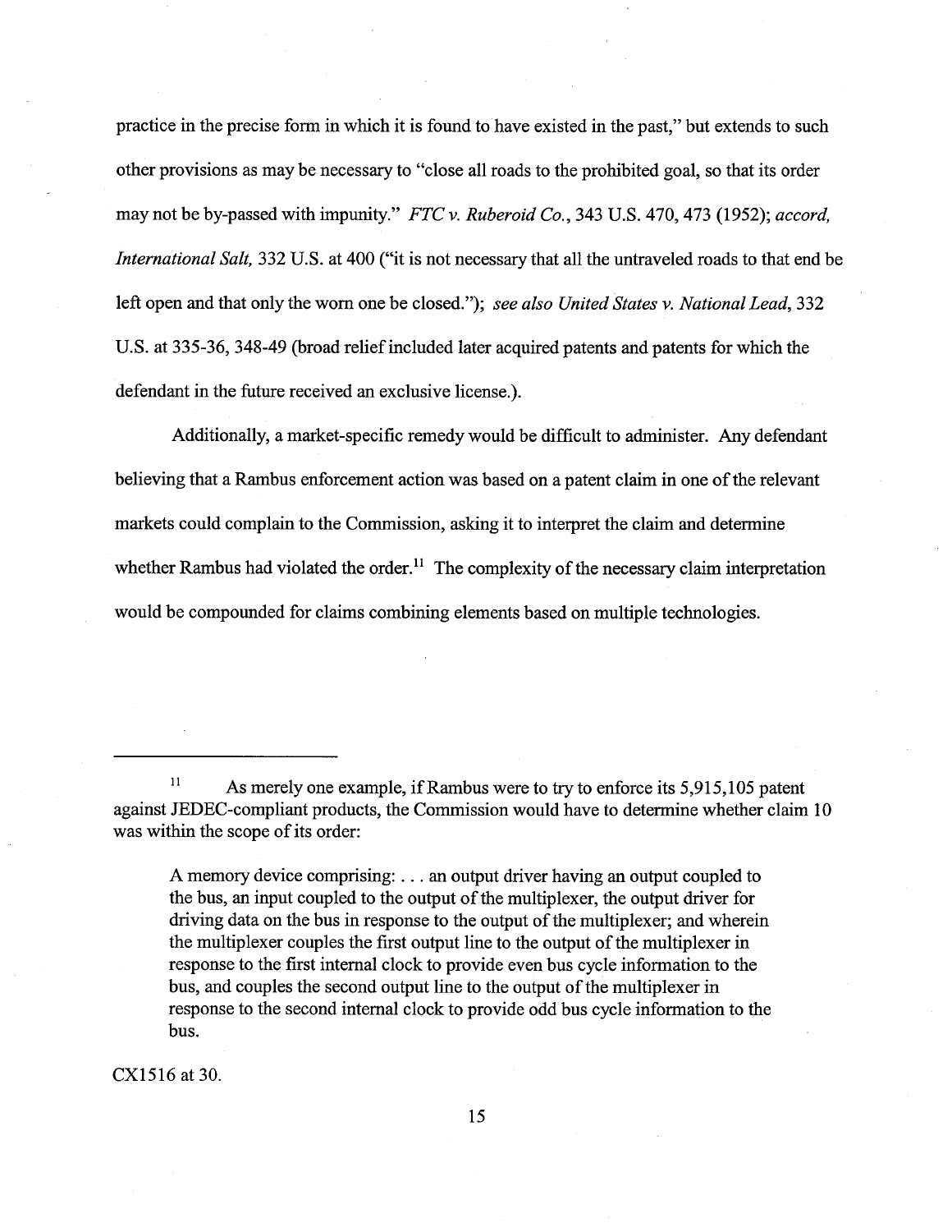practice in the precise form in which it is found to have existed in the past," but extends to such other provisions as may be necessary to "close all roads to the prohibited goal, so that its order may not be by-passed with impunity." *FTC v. Ruberoid Co.*, 343 U.S. 470, 473 (1952); *accord, International Salt,* 332 U.S. at 400 ("it is not necessary that all the untraveled roads to that end be left open and that only the worn one be closed."); *see also United States v. National Lead*, 332 U.S. at 335-36, 348-49 (broad relief included later acquired patents and patents for which the defendant in the future received an exclusive license.).

Additionally, a market-specific remedy would be difficult to administer. Any defendant believing that a Rambus enforcement action was based on a patent claim in one of the relevant markets could complain to the Commission, asking it to interpret the claim and determine whether Rambus had violated the order.[11] The complexity of the necessary claim interpretation would be compounded for claims combining elements based on multiple technologies.

---

[11] As merely one example, if Rambus were to try to enforce its 5,915,105 patent against JEDEC-compliant products, the Commission would have to determine whether claim 10 was within the scope of its order:

> A memory device comprising: . . . an output driver having an output coupled to the bus, an input coupled to the output of the multiplexer, the output driver for driving data on the bus in response to the output of the multiplexer; and wherein the multiplexer couples the first output line to the output of the multiplexer in response to the first internal clock to provide even bus cycle information to the bus, and couples the second output line to the output of the multiplexer in response to the second internal clock to provide odd bus cycle information to the bus.

CX1516 at 30.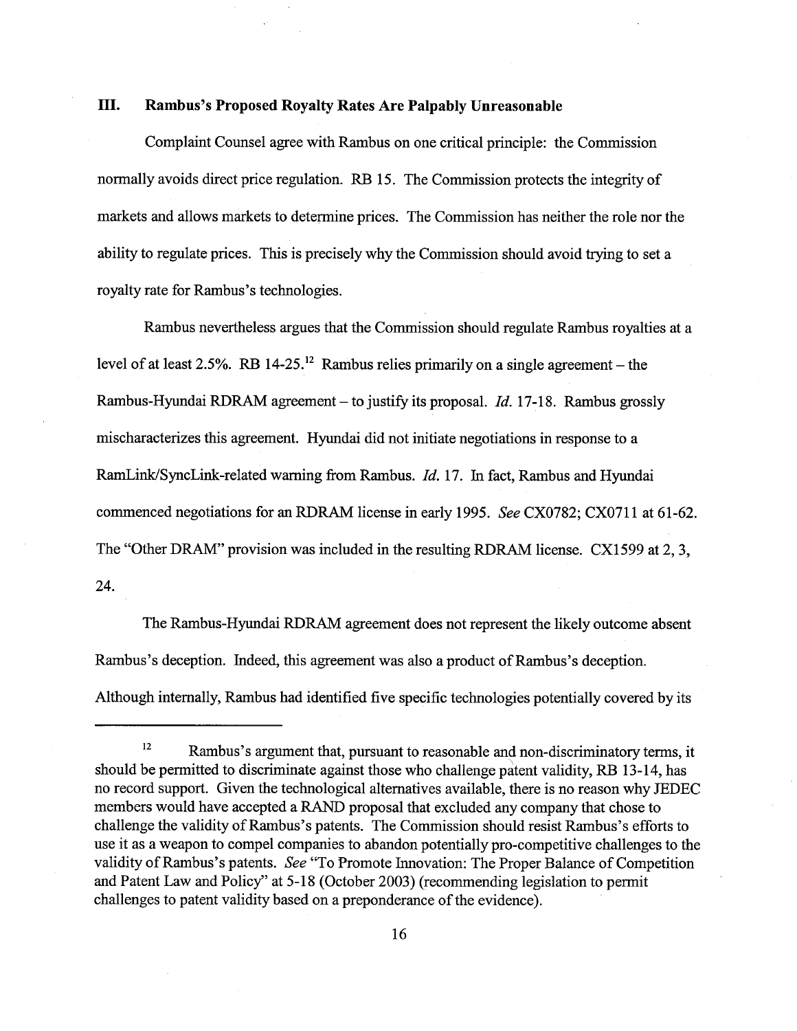## III. Rambus's Proposed Royalty Rates Are Palpably Unreasonable

Complaint Counsel agree with Rambus on one critical principle: the Commission normally avoids direct price regulation. RB 15. The Commission protects the integrity of markets and allows markets to determine prices. The Commission has neither the role nor the ability to regulate prices. This is precisely why the Commission should avoid trying to set a royalty rate for Rambus's technologies.

Rambus nevertheless argues that the Commission should regulate Rambus royalties at a level of at least 2.5%. RB 14-25.[12] Rambus relies primarily on a single agreement – the Rambus-Hyundai RDRAM agreement – to justify its proposal. *Id.* 17-18. Rambus grossly mischaracterizes this agreement. Hyundai did not initiate negotiations in response to a RamLink/SyncLink-related warning from Rambus. *Id.* 17. In fact, Rambus and Hyundai commenced negotiations for an RDRAM license in early 1995. *See* CX0782; CX0711 at 61-62. The "Other DRAM" provision was included in the resulting RDRAM license. CX1599 at 2, 3, 24.

The Rambus-Hyundai RDRAM agreement does not represent the likely outcome absent Rambus's deception. Indeed, this agreement was also a product of Rambus's deception. Although internally, Rambus had identified five specific technologies potentially covered by its

---

[12] Rambus's argument that, pursuant to reasonable and non-discriminatory terms, it should be permitted to discriminate against those who challenge patent validity, RB 13-14, has no record support. Given the technological alternatives available, there is no reason why JEDEC members would have accepted a RAND proposal that excluded any company that chose to challenge the validity of Rambus's patents. The Commission should resist Rambus's efforts to use it as a weapon to compel companies to abandon potentially pro-competitive challenges to the validity of Rambus's patents. *See* "To Promote Innovation: The Proper Balance of Competition and Patent Law and Policy" at 5-18 (October 2003) (recommending legislation to permit challenges to patent validity based on a preponderance of the evidence).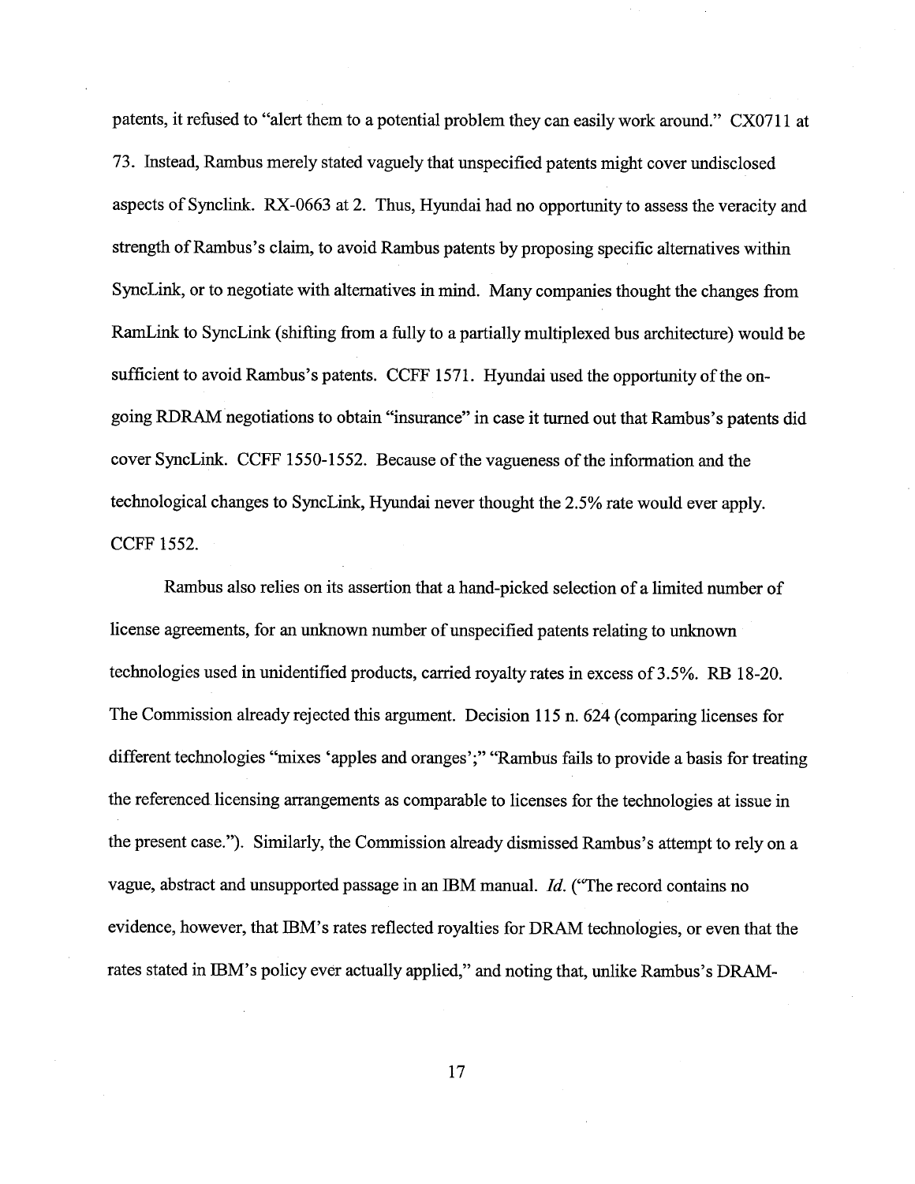patents, it refused to "alert them to a potential problem they can easily work around." CX0711 at 73. Instead, Rambus merely stated vaguely that unspecified patents might cover undisclosed aspects of Synclink. RX-0663 at 2. Thus, Hyundai had no opportunity to assess the veracity and strength of Rambus's claim, to avoid Rambus patents by proposing specific alternatives within SyncLink, or to negotiate with alternatives in mind. Many companies thought the changes from RamLink to SyncLink (shifting from a fully to a partially multiplexed bus architecture) would be sufficient to avoid Rambus's patents. CCFF 1571. Hyundai used the opportunity of the on-going RDRAM negotiations to obtain "insurance" in case it turned out that Rambus's patents did cover SyncLink. CCFF 1550-1552. Because of the vagueness of the information and the technological changes to SyncLink, Hyundai never thought the 2.5% rate would ever apply. CCFF 1552.

Rambus also relies on its assertion that a hand-picked selection of a limited number of license agreements, for an unknown number of unspecified patents relating to unknown technologies used in unidentified products, carried royalty rates in excess of 3.5%. RB 18-20. The Commission already rejected this argument. Decision 115 n. 624 (comparing licenses for different technologies "mixes 'apples and oranges';" "Rambus fails to provide a basis for treating the referenced licensing arrangements as comparable to licenses for the technologies at issue in the present case."). Similarly, the Commission already dismissed Rambus's attempt to rely on a vague, abstract and unsupported passage in an IBM manual. *Id.* ("The record contains no evidence, however, that IBM's rates reflected royalties for DRAM technologies, or even that the rates stated in IBM's policy ever actually applied," and noting that, unlike Rambus's DRAM-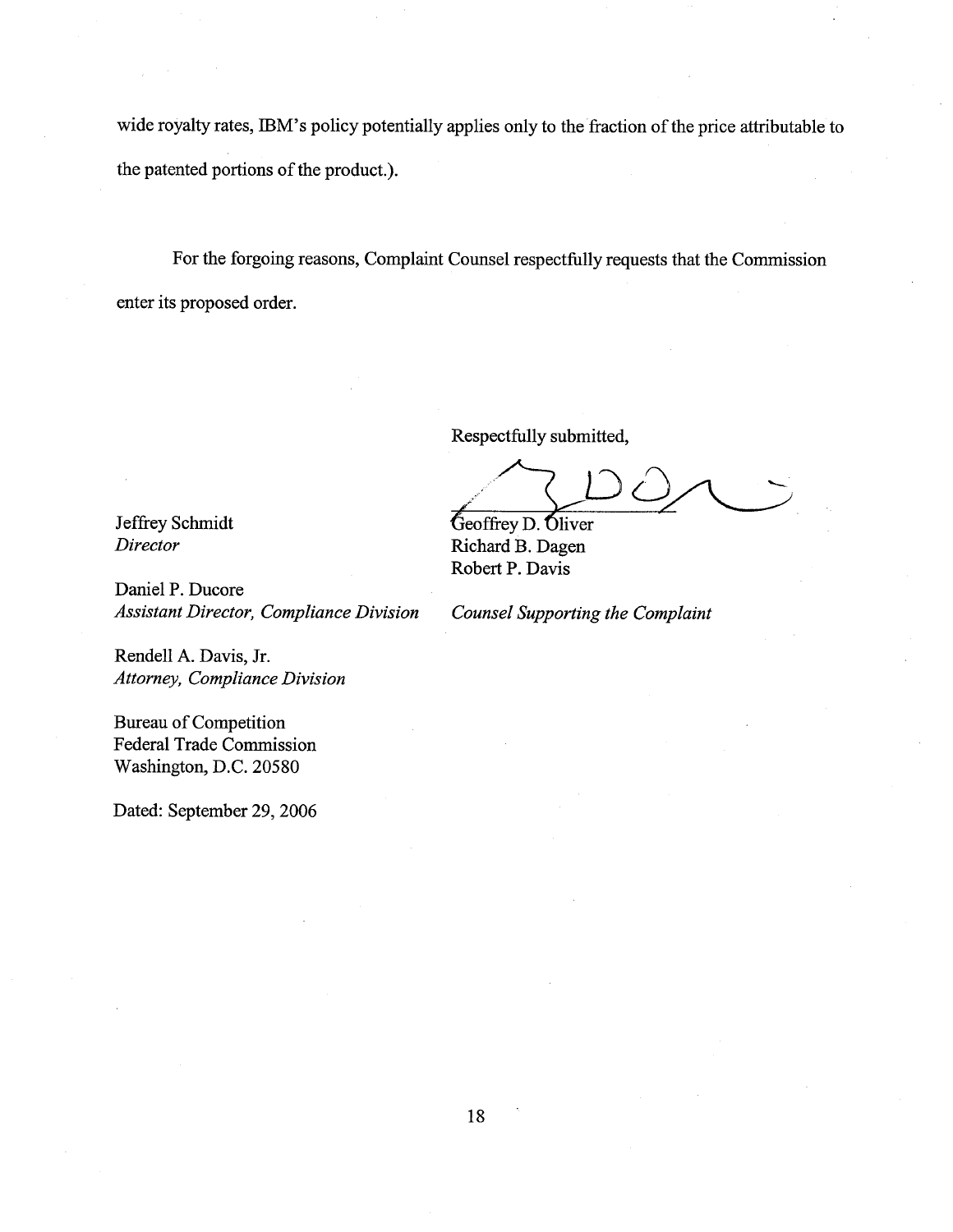wide royalty rates, IBM's policy potentially applies only to the fraction of the price attributable to the patented portions of the product.).

For the forgoing reasons, Complaint Counsel respectfully requests that the Commission enter its proposed order.

Respectfully submitted,

Geoffrey D. Oliver
Richard B. Dagen
Robert P. Davis

*Counsel Supporting the Complaint*

Jeffrey Schmidt
*Director*

Daniel P. Ducore
*Assistant Director, Compliance Division*

Rendell A. Davis, Jr.
*Attorney, Compliance Division*

Bureau of Competition
Federal Trade Commission
Washington, D.C. 20580

Dated: September 29, 2006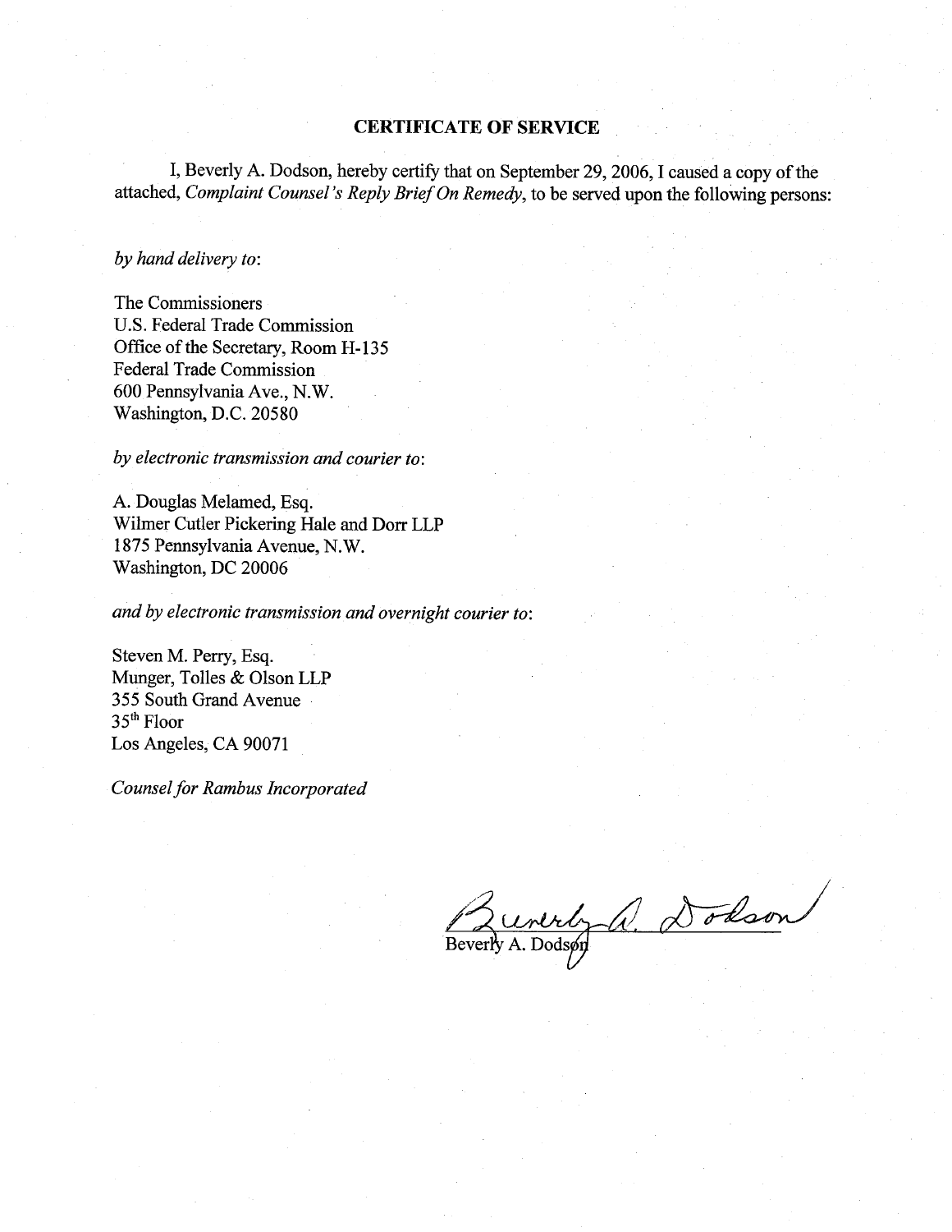## CERTIFICATE OF SERVICE

I, Beverly A. Dodson, hereby certify that on September 29, 2006, I caused a copy of the attached, *Complaint Counsel's Reply Brief On Remedy*, to be served upon the following persons:

*by hand delivery to*:

The Commissioners
U.S. Federal Trade Commission
Office of the Secretary, Room H-135
Federal Trade Commission
600 Pennsylvania Ave., N.W.
Washington, D.C. 20580

*by electronic transmission and courier to*:

A. Douglas Melamed, Esq.
Wilmer Cutler Pickering Hale and Dorr LLP
1875 Pennsylvania Avenue, N.W.
Washington, DC 20006

*and by electronic transmission and overnight courier to*:

Steven M. Perry, Esq.
Munger, Tolles & Olson LLP
355 South Grand Avenue
35th Floor
Los Angeles, CA 90071

*Counsel for Rambus Incorporated*

Beverly A. Dodson